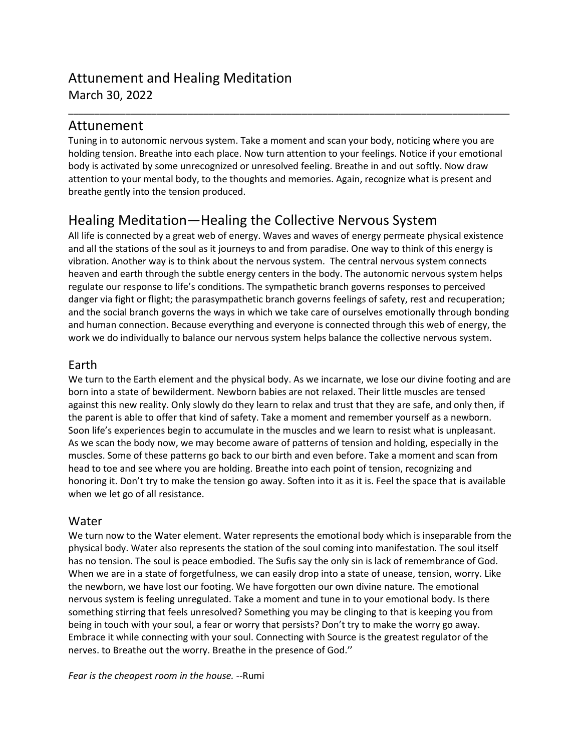# Attunement and Healing Meditation

March 30, 2022

---

## Attunement

Tuning in to autonomic nervous system. Take a moment and scan your body, noticing where you are holding tension. Breathe into each place. Now turn attention to your feelings. Notice if your emotional body is activated by some unrecognized or unresolved feeling. Breathe in and out softly. Now draw attention to your mental body, to the thoughts and memories. Again, recognize what is present and breathe gently into the tension produced.

## Healing Meditation—Healing the Collective Nervous System

All life is connected by a great web of energy. Waves and waves of energy permeate physical existence and all the stations of the soul as it journeys to and from paradise. One way to think of this energy is vibration. Another way is to think about the nervous system. The central nervous system connects heaven and earth through the subtle energy centers in the body. The autonomic nervous system helps regulate our response to life's conditions. The sympathetic branch governs responses to perceived danger via fight or flight; the parasympathetic branch governs feelings of safety, rest and recuperation; and the social branch governs the ways in which we take care of ourselves emotionally through bonding and human connection. Because everything and everyone is connected through this web of energy, the work we do individually to balance our nervous system helps balance the collective nervous system.

### Earth

We turn to the Earth element and the physical body. As we incarnate, we lose our divine footing and are born into a state of bewilderment. Newborn babies are not relaxed. Their little muscles are tensed against this new reality. Only slowly do they learn to relax and trust that they are safe, and only then, if the parent is able to offer that kind of safety. Take a moment and remember yourself as a newborn. Soon life's experiences begin to accumulate in the muscles and we learn to resist what is unpleasant. As we scan the body now, we may become aware of patterns of tension and holding, especially in the muscles. Some of these patterns go back to our birth and even before. Take a moment and scan from head to toe and see where you are holding. Breathe into each point of tension, recognizing and honoring it. Don't try to make the tension go away. Soften into it as it is. Feel the space that is available when we let go of all resistance.

### Water

We turn now to the Water element. Water represents the emotional body which is inseparable from the physical body. Water also represents the station of the soul coming into manifestation. The soul itself has no tension. The soul is peace embodied. The Sufis say the only sin is lack of remembrance of God. When we are in a state of forgetfulness, we can easily drop into a state of unease, tension, worry. Like the newborn, we have lost our footing. We have forgotten our own divine nature. The emotional nervous system is feeling unregulated. Take a moment and tune in to your emotional body. Is there something stirring that feels unresolved? Something you may be clinging to that is keeping you from being in touch with your soul, a fear or worry that persists? Don't try to make the worry go away. Embrace it while connecting with your soul. Connecting with Source is the greatest regulator of the nerves. to Breathe out the worry. Breathe in the presence of God.''

*Fear is the cheapest room in the house.* --Rumi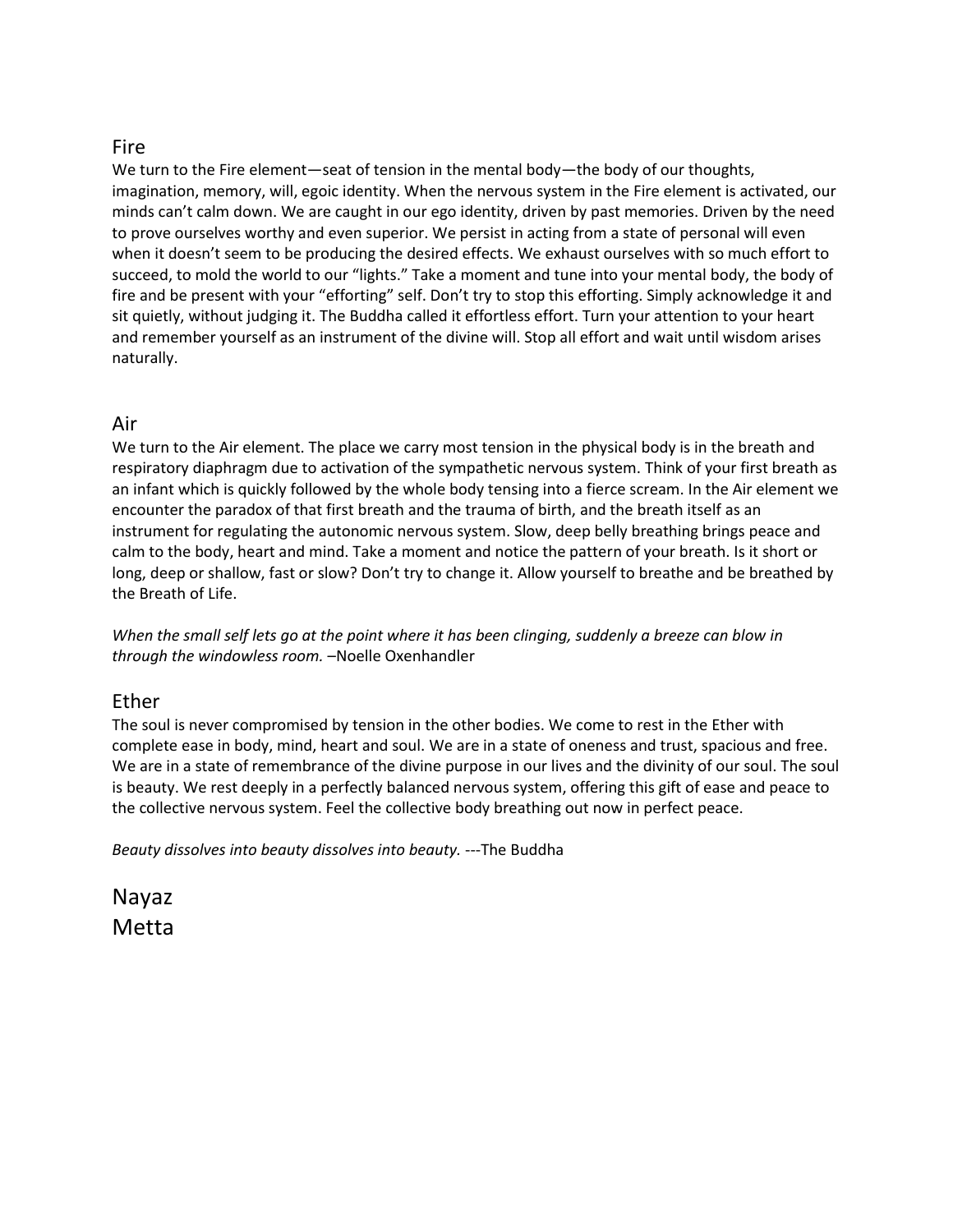## Fire

We turn to the Fire element—seat of tension in the mental body—the body of our thoughts, imagination, memory, will, egoic identity. When the nervous system in the Fire element is activated, our minds can't calm down. We are caught in our ego identity, driven by past memories. Driven by the need to prove ourselves worthy and even superior. We persist in acting from a state of personal will even when it doesn't seem to be producing the desired effects. We exhaust ourselves with so much effort to succeed, to mold the world to our "lights." Take a moment and tune into your mental body, the body of fire and be present with your "efforting" self. Don't try to stop this efforting. Simply acknowledge it and sit quietly, without judging it. The Buddha called it effortless effort. Turn your attention to your heart and remember yourself as an instrument of the divine will. Stop all effort and wait until wisdom arises naturally.

## Air

We turn to the Air element. The place we carry most tension in the physical body is in the breath and respiratory diaphragm due to activation of the sympathetic nervous system. Think of your first breath as an infant which is quickly followed by the whole body tensing into a fierce scream. In the Air element we encounter the paradox of that first breath and the trauma of birth, and the breath itself as an instrument for regulating the autonomic nervous system. Slow, deep belly breathing brings peace and calm to the body, heart and mind. Take a moment and notice the pattern of your breath. Is it short or long, deep or shallow, fast or slow? Don't try to change it. Allow yourself to breathe and be breathed by the Breath of Life.

*When the small self lets go at the point where it has been clinging, suddenly a breeze can blow in through the windowless room.* –Noelle Oxenhandler

## Ether

The soul is never compromised by tension in the other bodies. We come to rest in the Ether with complete ease in body, mind, heart and soul. We are in a state of oneness and trust, spacious and free. We are in a state of remembrance of the divine purpose in our lives and the divinity of our soul. The soul is beauty. We rest deeply in a perfectly balanced nervous system, offering this gift of ease and peace to the collective nervous system. Feel the collective body breathing out now in perfect peace.

*Beauty dissolves into beauty dissolves into beauty.* ---The Buddha

Nayaz
Metta